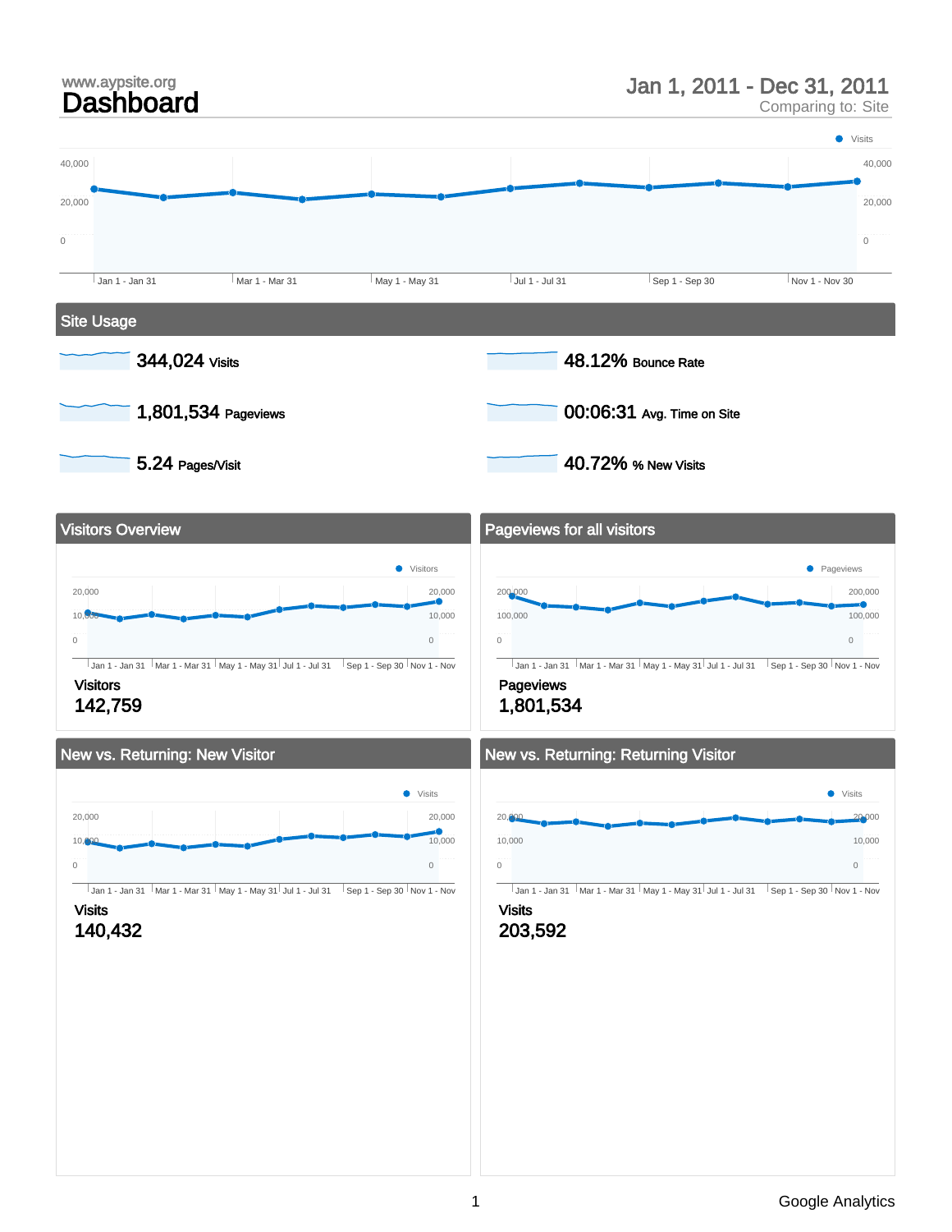www.aypsite.org

# Dashboard

Jan 1, 2011 - Dec 31, 2011
Comparing to: Site

Visits

40,000 | 20,000 | 0

Jan 1 - Jan 31 | Mar 1 - Mar 31 | May 1 - May 31 | Jul 1 - Jul 31 | Sep 1 - Sep 30 | Nov 1 - Nov 30

## Site Usage

**344,024** Visits

**48.12%** Bounce Rate

**1,801,534** Pageviews

**00:06:31** Avg. Time on Site

**5.24** Pages/Visit

**40.72%** % New Visits

## Visitors Overview

Visitors

Visitors
142,759

## Pageviews for all visitors

Pageviews

Pageviews
1,801,534

## New vs. Returning: New Visitor

Visits

Visits
140,432

## New vs. Returning: Returning Visitor

Visits

Visits
203,592

Google Analytics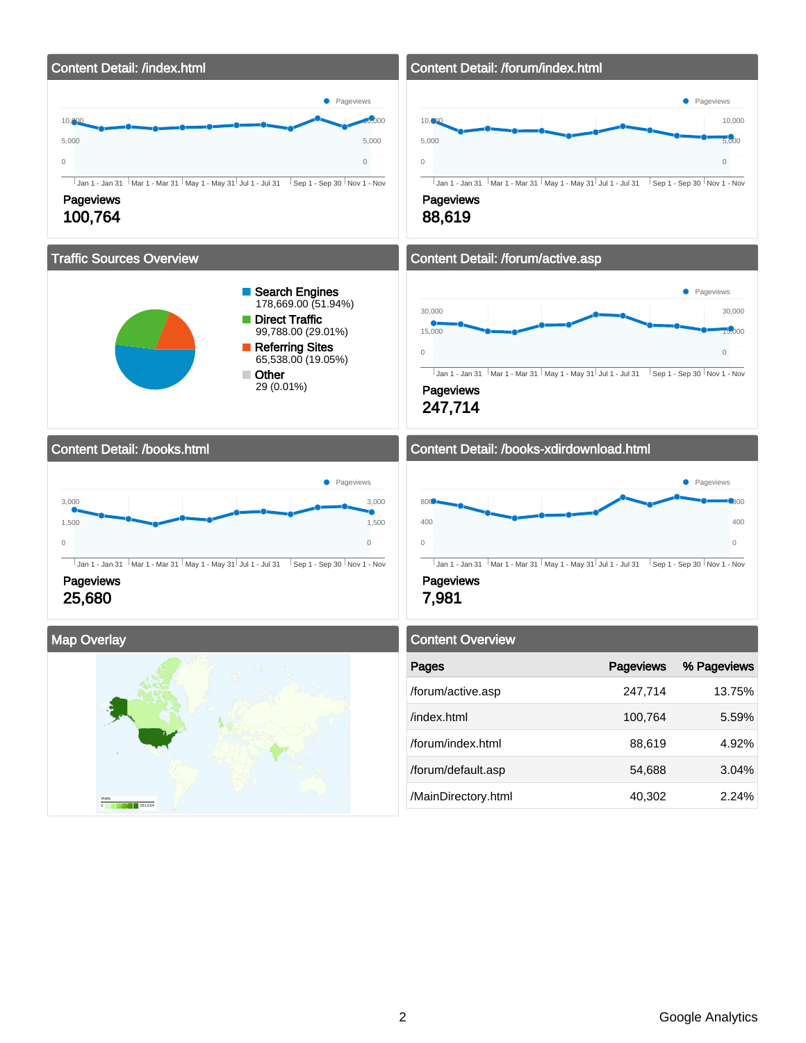## Content Detail: /index.html

Pageviews

100,764

## Content Detail: /forum/index.html

Pageviews

88,619

## Traffic Sources Overview

- Search Engines
  178,669.00 (51.94%)
- Direct Traffic
  99,788.00 (29.01%)
- Referring Sites
  65,538.00 (19.05%)
- Other
  29 (0.01%)

## Content Detail: /forum/active.asp

Pageviews

247,714

## Content Detail: /books.html

Pageviews

25,680

## Content Detail: /books-xdirdownload.html

Pageviews

7,981

## Map Overlay

## Content Overview

| Pages | Pageviews | % Pageviews |
|---|---|---|
| /forum/active.asp | 247,714 | 13.75% |
| /index.html | 100,764 | 5.59% |
| /forum/index.html | 88,619 | 4.92% |
| /forum/default.asp | 54,688 | 3.04% |
| /MainDirectory.html | 40,302 | 2.24% |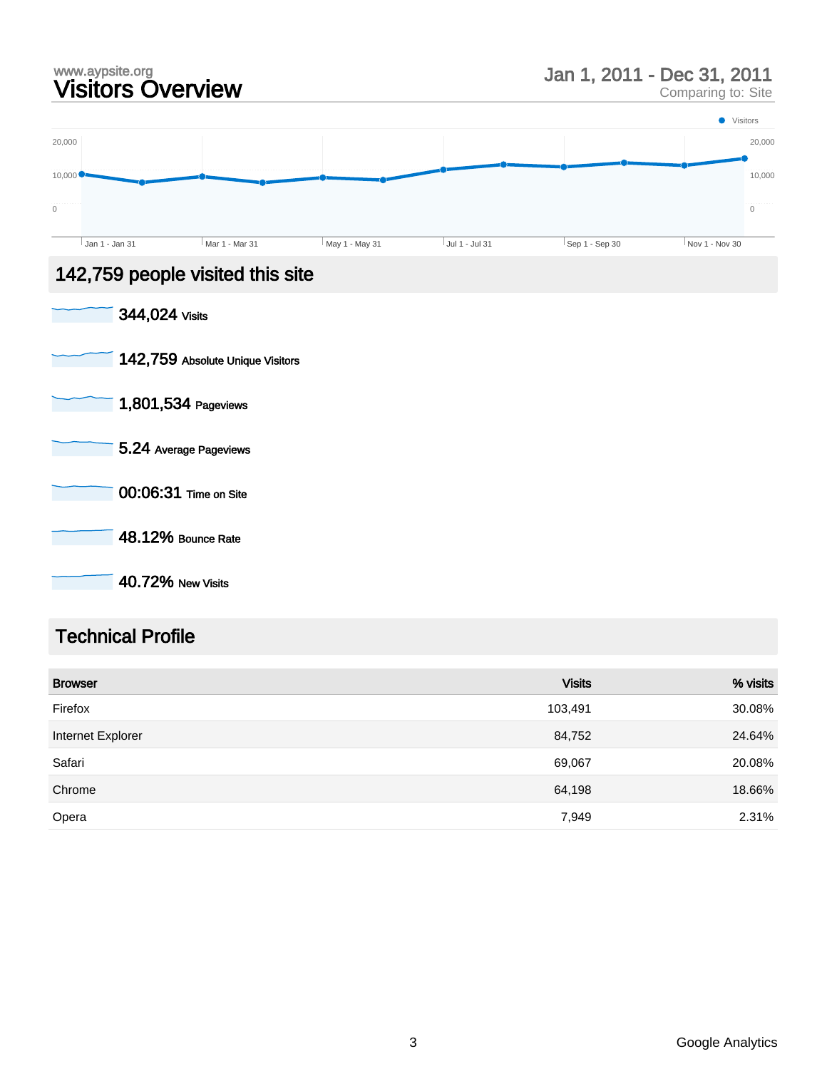www.aypsite.org

# Visitors Overview

Jan 1, 2011 - Dec 31, 2011
Comparing to: Site

## 142,759 people visited this site

**344,024** Visits

**142,759** Absolute Unique Visitors

**1,801,534** Pageviews

**5.24** Average Pageviews

**00:06:31** Time on Site

**48.12%** Bounce Rate

**40.72%** New Visits

## Technical Profile

| Browser | Visits | % visits |
|---|---|---|
| Firefox | 103,491 | 30.08% |
| Internet Explorer | 84,752 | 24.64% |
| Safari | 69,067 | 20.08% |
| Chrome | 64,198 | 18.66% |
| Opera | 7,949 | 2.31% |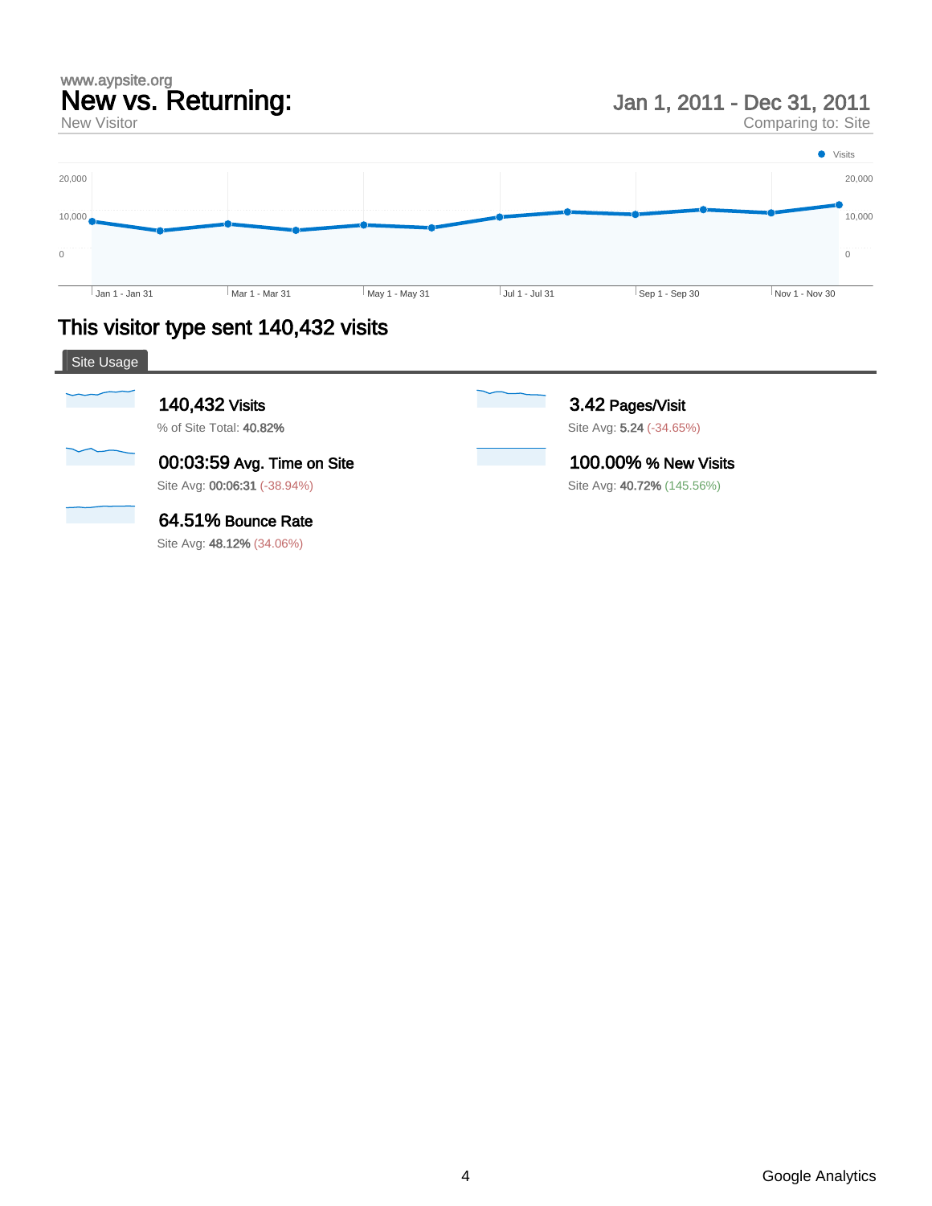www.aypsite.org

# New vs. Returning:

New Visitor

Jan 1, 2011 - Dec 31, 2011

Comparing to: Site

Visits

20,000 | 10,000 | 0

Jan 1 - Jan 31 | Mar 1 - Mar 31 | May 1 - May 31 | Jul 1 - Jul 31 | Sep 1 - Sep 30 | Nov 1 - Nov 30

## This visitor type sent 140,432 visits

**Site Usage**

**140,432** Visits
% of Site Total: **40.82%**

**3.42** Pages/Visit
Site Avg: **5.24** (-34.65%)

**00:03:59** Avg. Time on Site
Site Avg: **00:06:31** (-38.94%)

**100.00%** % New Visits
Site Avg: **40.72%** (145.56%)

**64.51%** Bounce Rate
Site Avg: **48.12%** (34.06%)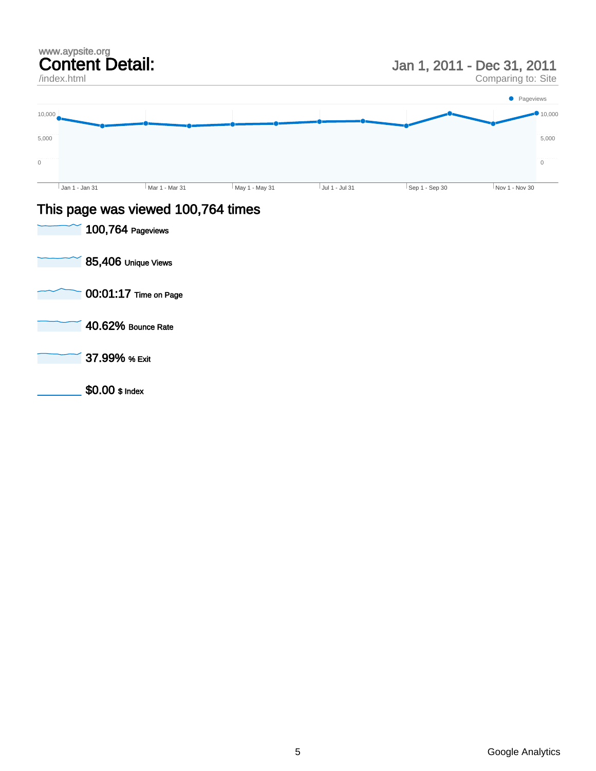www.aypsite.org

# Content Detail:

/index.html

Jan 1, 2011 - Dec 31, 2011

Comparing to: Site

## This page was viewed 100,764 times

**100,764** Pageviews

**85,406** Unique Views

**00:01:17** Time on Page

**40.62%** Bounce Rate

**37.99%** % Exit

**$0.00** $ Index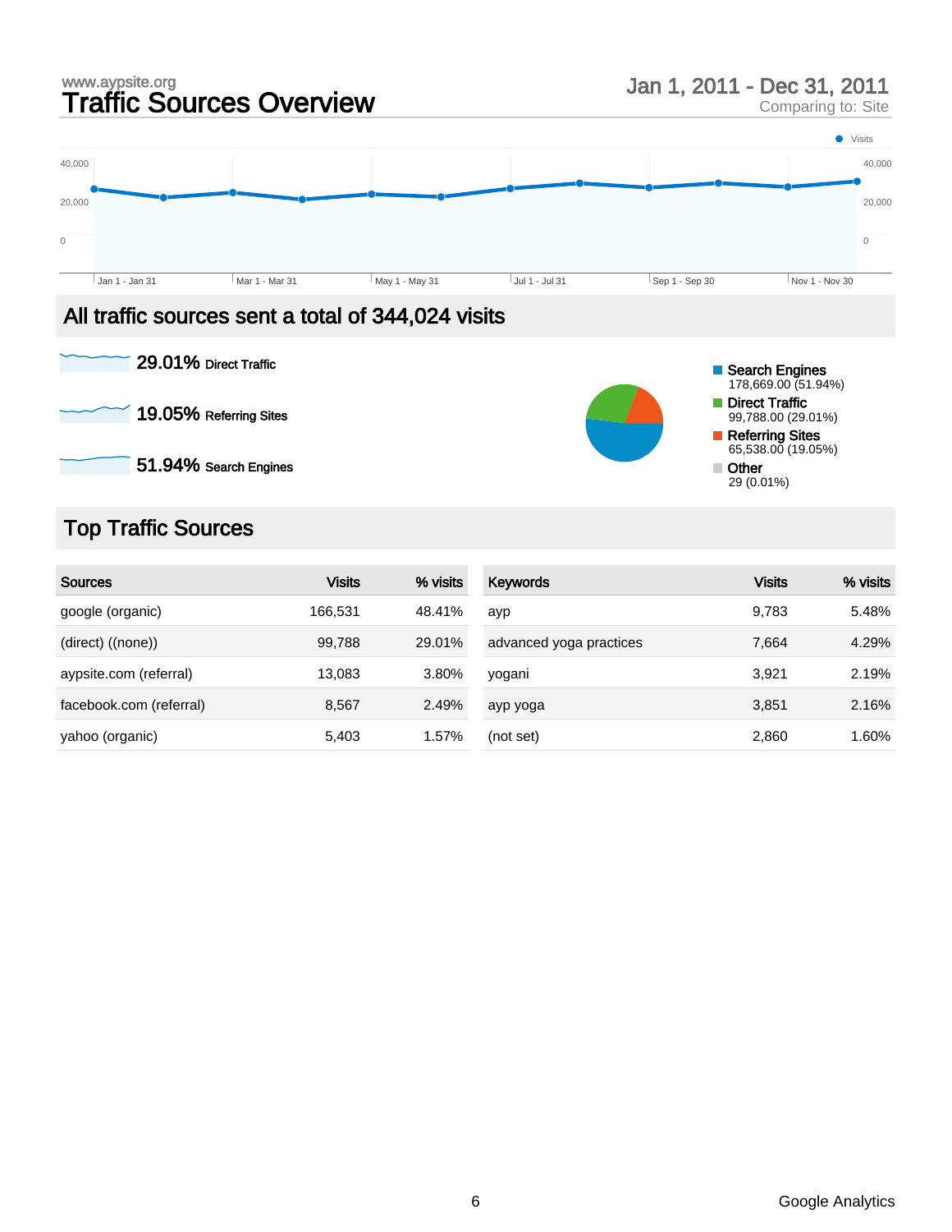www.aypsite.org

# Traffic Sources Overview

Jan 1, 2011 - Dec 31, 2011
Comparing to: Site

Visits

40,000
20,000
0

Jan 1 - Jan 31 | Mar 1 - Mar 31 | May 1 - May 31 | Jul 1 - Jul 31 | Sep 1 - Sep 30 | Nov 1 - Nov 30

## All traffic sources sent a total of 344,024 visits

**29.01%** Direct Traffic

**19.05%** Referring Sites

**51.94%** Search Engines

- **Search Engines** 178,669.00 (51.94%)
- **Direct Traffic** 99,788.00 (29.01%)
- **Referring Sites** 65,538.00 (19.05%)
- **Other** 29 (0.01%)

## Top Traffic Sources

| Sources | Visits | % visits |
|---|---|---|
| google (organic) | 166,531 | 48.41% |
| (direct) ((none)) | 99,788 | 29.01% |
| aypsite.com (referral) | 13,083 | 3.80% |
| facebook.com (referral) | 8,567 | 2.49% |
| yahoo (organic) | 5,403 | 1.57% |

| Keywords | Visits | % visits |
|---|---|---|
| ayp | 9,783 | 5.48% |
| advanced yoga practices | 7,664 | 4.29% |
| yogani | 3,921 | 2.19% |
| ayp yoga | 3,851 | 2.16% |
| (not set) | 2,860 | 1.60% |

Google Analytics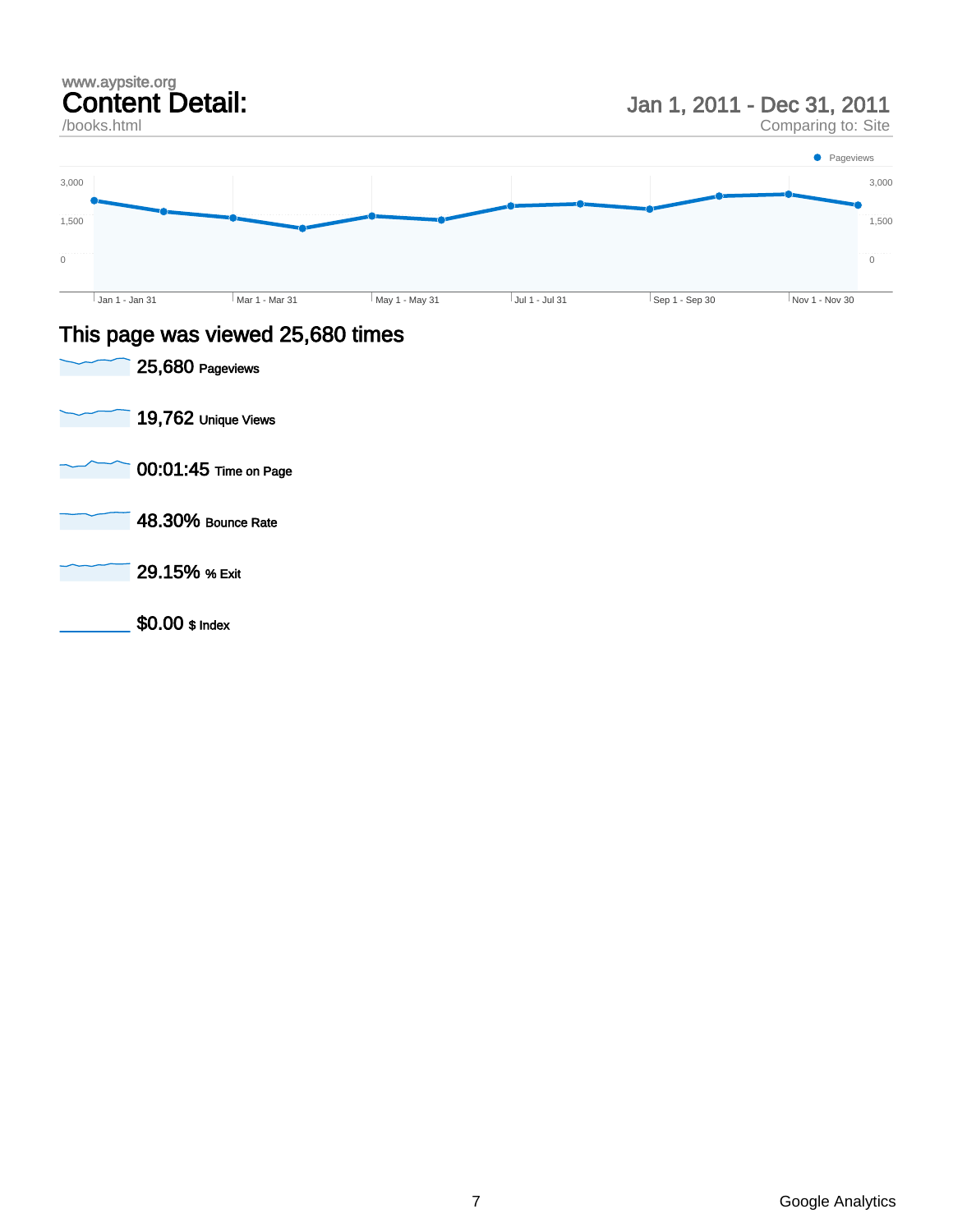www.aypsite.org

# Content Detail:

/books.html

## Jan 1, 2011 - Dec 31, 2011

Comparing to: Site

Pageviews

3,000

1,500

0

Jan 1 - Jan 31 | Mar 1 - Mar 31 | May 1 - May 31 | Jul 1 - Jul 31 | Sep 1 - Sep 30 | Nov 1 - Nov 30

## This page was viewed 25,680 times

**25,680** Pageviews

**19,762** Unique Views

**00:01:45** Time on Page

**48.30%** Bounce Rate

**29.15%** % Exit

**$0.00** $ Index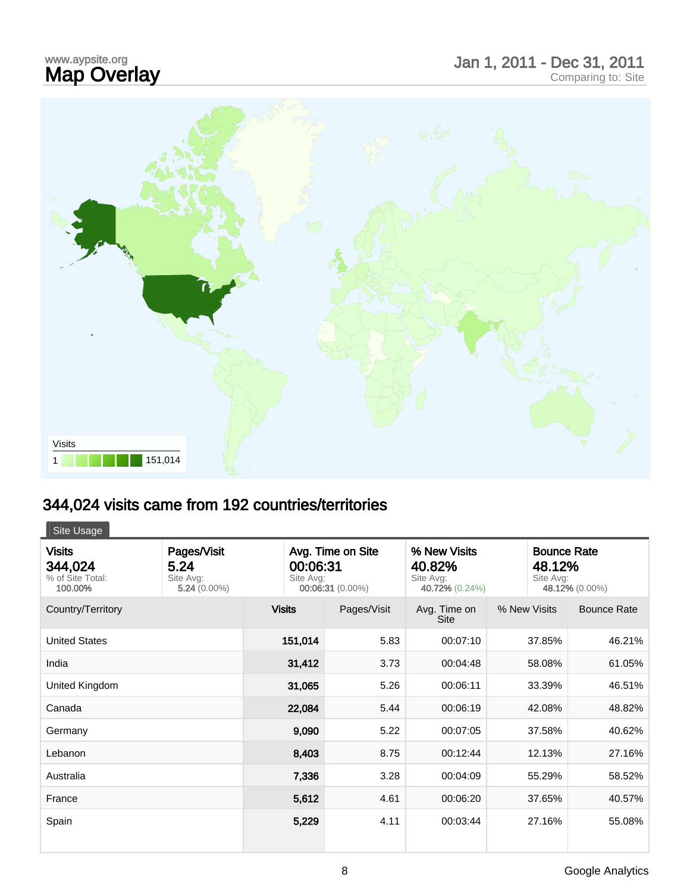www.aypsite.org

# Map Overlay

Jan 1, 2011 - Dec 31, 2011
Comparing to: Site

Visits
1 151,014

## 344,024 visits came from 192 countries/territories

Site Usage

| Visits | Pages/Visit | Avg. Time on Site | % New Visits | Bounce Rate |
|---|---|---|---|---|
| **344,024** | **5.24** | **00:06:31** | **40.82%** | **48.12%** |
| % of Site Total: **100.00%** | Site Avg: **5.24** (0.00%) | Site Avg: **00:06:31** (0.00%) | Site Avg: **40.72%** (0.24%) | Site Avg: **48.12%** (0.00%) |

| Country/Territory | Visits | Pages/Visit | Avg. Time on Site | % New Visits | Bounce Rate |
|---|---|---|---|---|---|
| United States | 151,014 | 5.83 | 00:07:10 | 37.85% | 46.21% |
| India | 31,412 | 3.73 | 00:04:48 | 58.08% | 61.05% |
| United Kingdom | 31,065 | 5.26 | 00:06:11 | 33.39% | 46.51% |
| Canada | 22,084 | 5.44 | 00:06:19 | 42.08% | 48.82% |
| Germany | 9,090 | 5.22 | 00:07:05 | 37.58% | 40.62% |
| Lebanon | 8,403 | 8.75 | 00:12:44 | 12.13% | 27.16% |
| Australia | 7,336 | 3.28 | 00:04:09 | 55.29% | 58.52% |
| France | 5,612 | 4.61 | 00:06:20 | 37.65% | 40.57% |
| Spain | 5,229 | 4.11 | 00:03:44 | 27.16% | 55.08% |

Google Analytics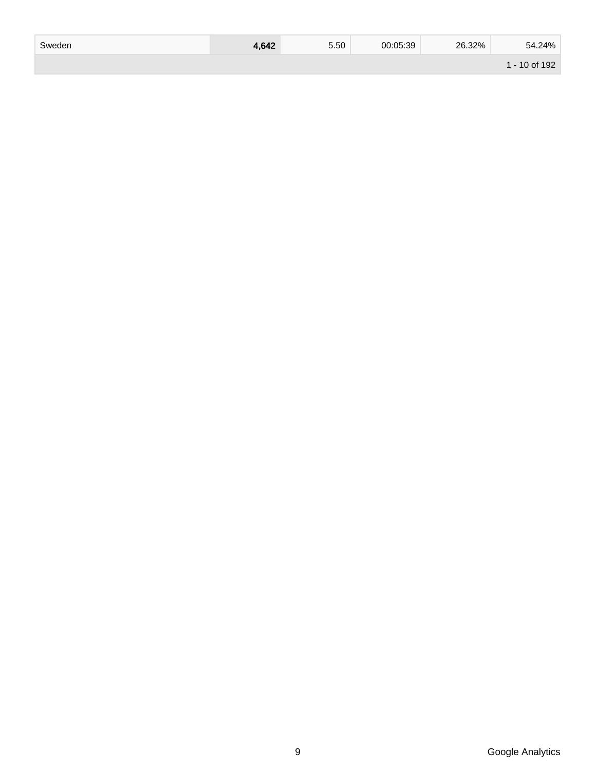| | | | | | |
|---|---|---|---|---|---|
| Sweden | **4,642** | 5.50 | 00:05:39 | 26.32% | 54.24% |
| | | | | | 1 - 10 of 192 |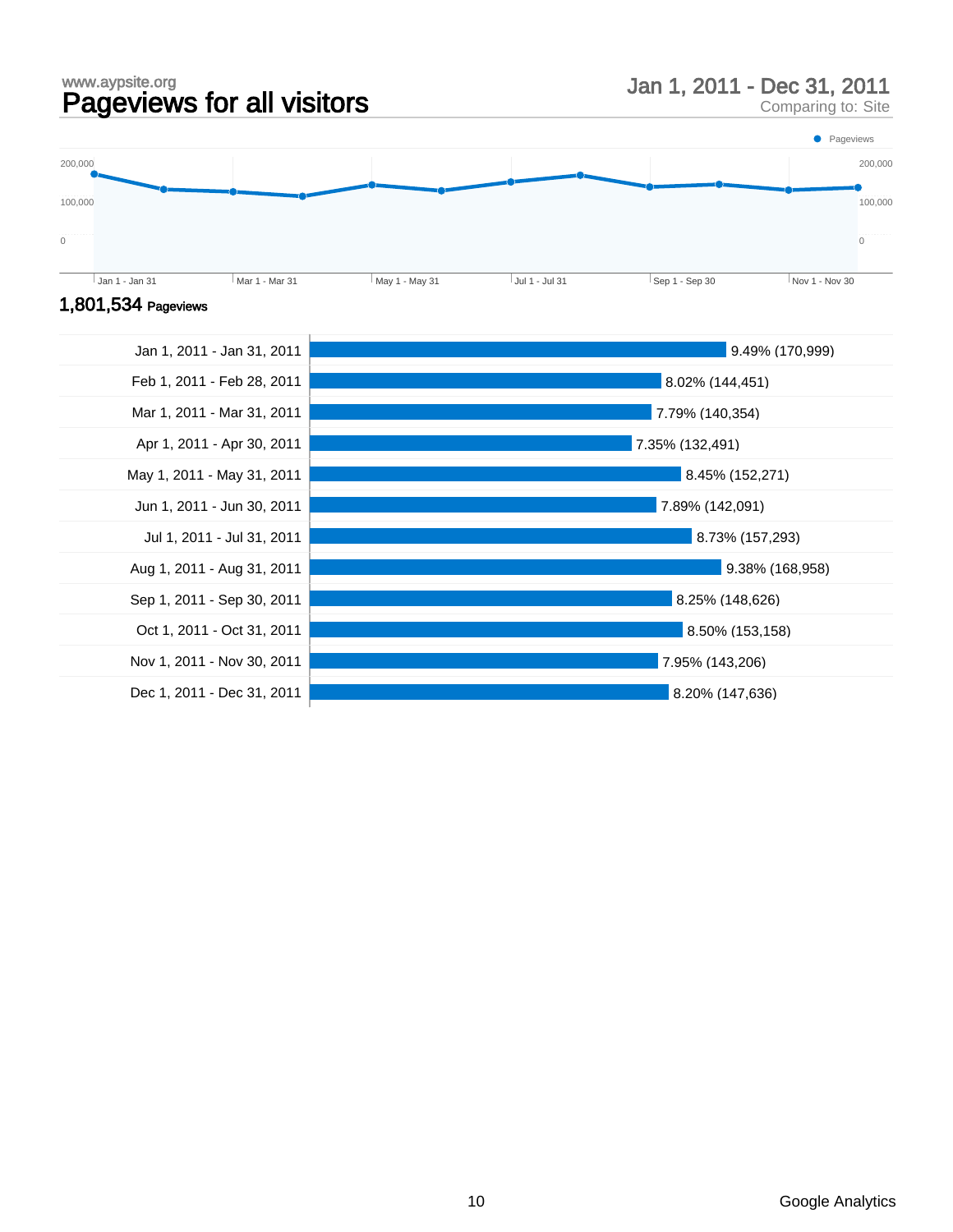www.aypsite.org

# Pageviews for all visitors

**Jan 1, 2011 - Dec 31, 2011**

Comparing to: Site

**1,801,534** Pageviews

| Period | Pageviews |
| --- | --- |
| Jan 1, 2011 - Jan 31, 2011 | 9.49% (170,999) |
| Feb 1, 2011 - Feb 28, 2011 | 8.02% (144,451) |
| Mar 1, 2011 - Mar 31, 2011 | 7.79% (140,354) |
| Apr 1, 2011 - Apr 30, 2011 | 7.35% (132,491) |
| May 1, 2011 - May 31, 2011 | 8.45% (152,271) |
| Jun 1, 2011 - Jun 30, 2011 | 7.89% (142,091) |
| Jul 1, 2011 - Jul 31, 2011 | 8.73% (157,293) |
| Aug 1, 2011 - Aug 31, 2011 | 9.38% (168,958) |
| Sep 1, 2011 - Sep 30, 2011 | 8.25% (148,626) |
| Oct 1, 2011 - Oct 31, 2011 | 8.50% (153,158) |
| Nov 1, 2011 - Nov 30, 2011 | 7.95% (143,206) |
| Dec 1, 2011 - Dec 31, 2011 | 8.20% (147,636) |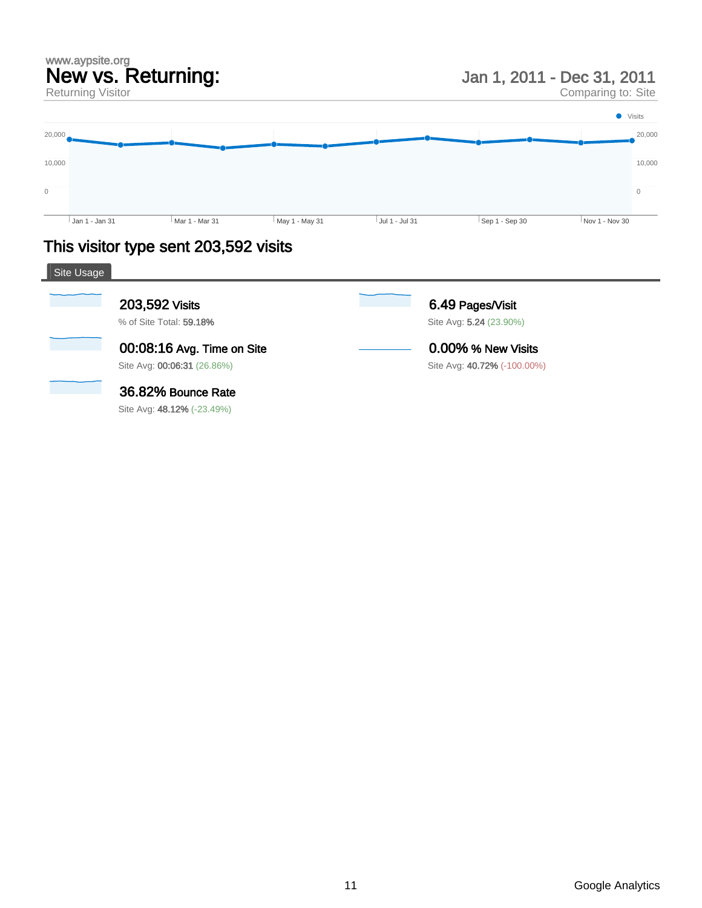www.aypsite.org

# New vs. Returning:

Returning Visitor

Jan 1, 2011 - Dec 31, 2011

Comparing to: Site

Visits

20,000

10,000

0

Jan 1 - Jan 31 | Mar 1 - Mar 31 | May 1 - May 31 | Jul 1 - Jul 31 | Sep 1 - Sep 30 | Nov 1 - Nov 30

## This visitor type sent 203,592 visits

### Site Usage

**203,592** Visits
% of Site Total: **59.18%**

**6.49** Pages/Visit
Site Avg: **5.24** (23.90%)

**00:08:16** Avg. Time on Site
Site Avg: **00:06:31** (26.86%)

**0.00%** % New Visits
Site Avg: **40.72%** (-100.00%)

**36.82%** Bounce Rate
Site Avg: **48.12%** (-23.49%)

Google Analytics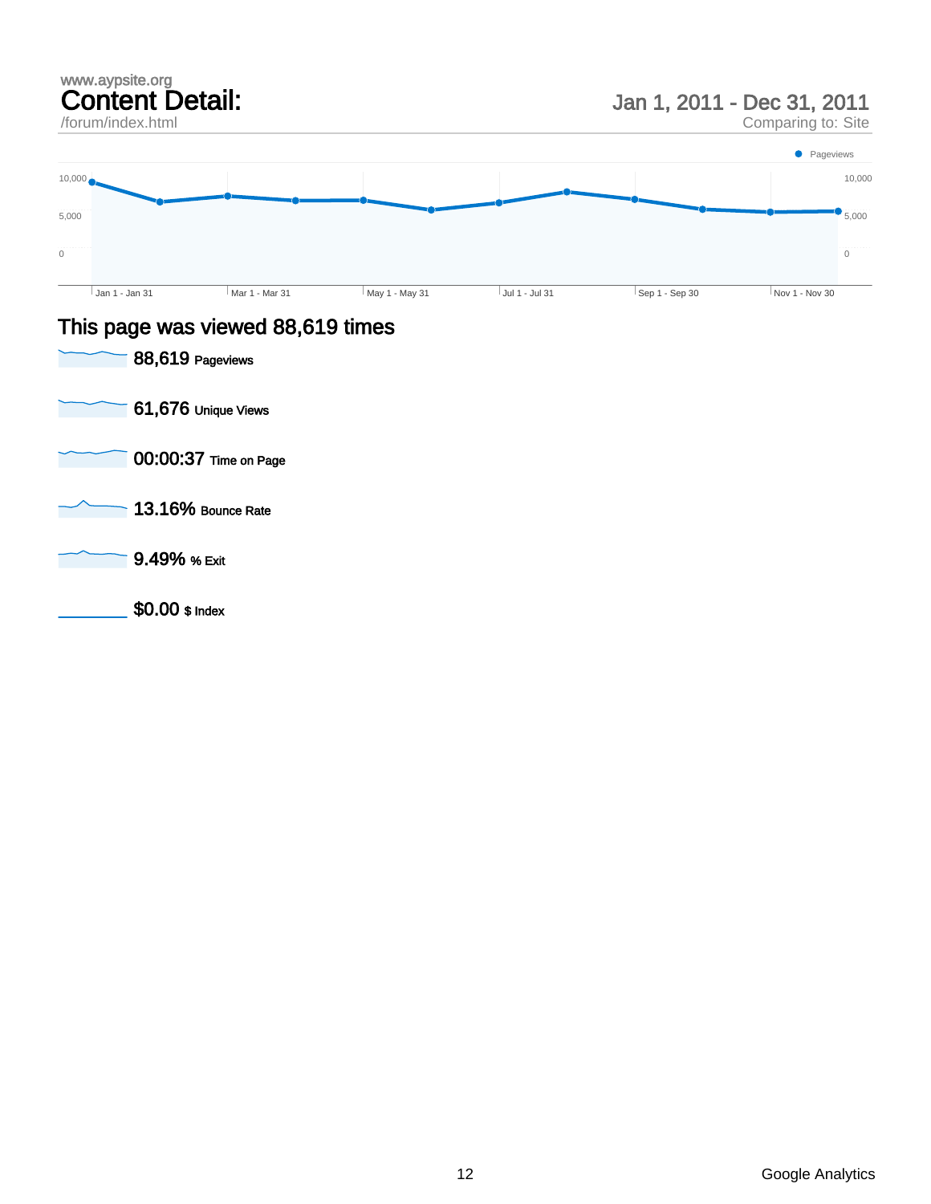www.aypsite.org

# Content Detail:

/forum/index.html

## Jan 1, 2011 - Dec 31, 2011

Comparing to: Site

Pageviews

10,000 | 10,000
5,000 | 5,000
0 | 0

Jan 1 - Jan 31 | Mar 1 - Mar 31 | May 1 - May 31 | Jul 1 - Jul 31 | Sep 1 - Sep 30 | Nov 1 - Nov 30

## This page was viewed 88,619 times

**88,619** Pageviews

**61,676** Unique Views

**00:00:37** Time on Page

**13.16%** Bounce Rate

**9.49%** % Exit

**$0.00** $ Index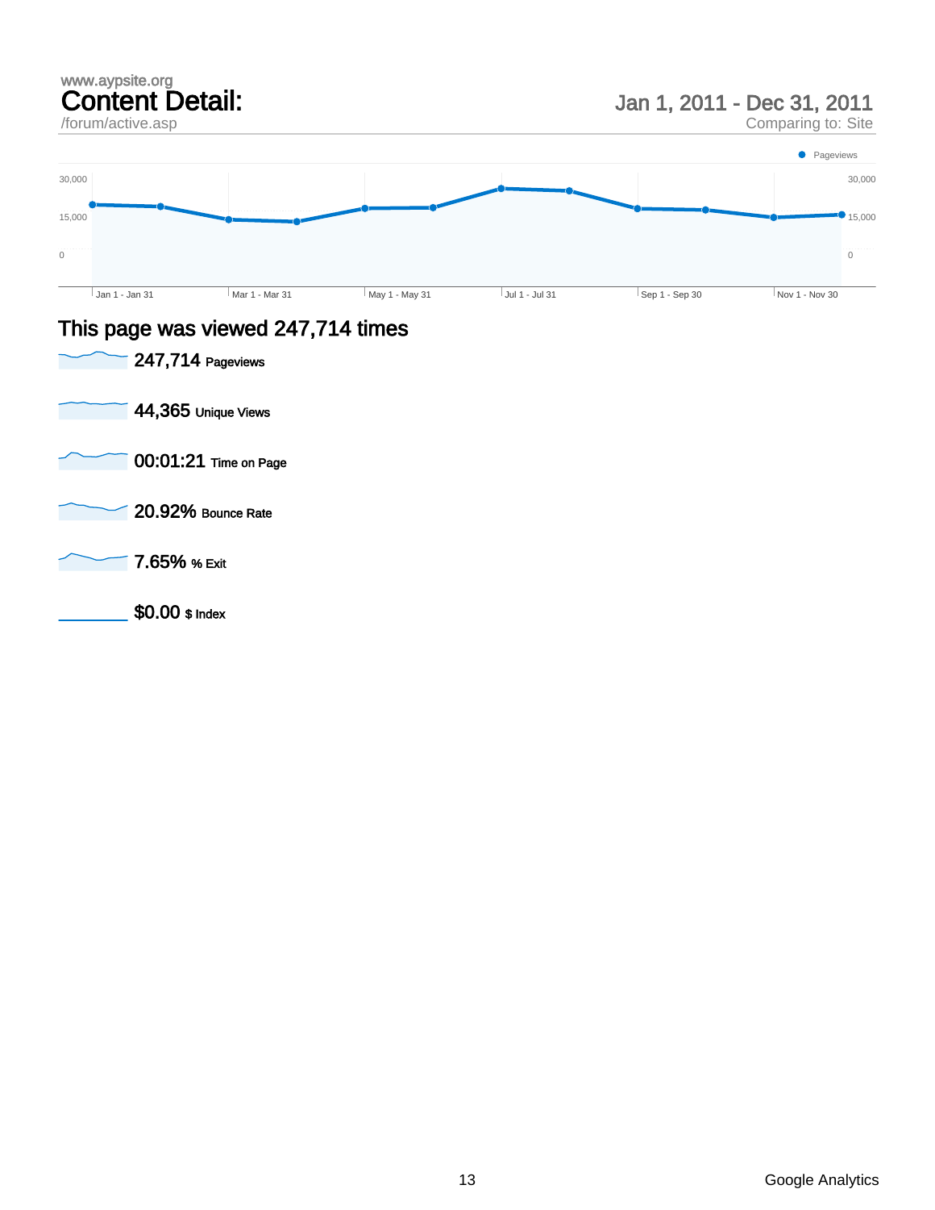www.aypsite.org

# Content Detail:

/forum/active.asp

## Jan 1, 2011 - Dec 31, 2011

Comparing to: Site

Pageviews

30,000 | 30,000
15,000 | 15,000
0 | 0

Jan 1 - Jan 31 | Mar 1 - Mar 31 | May 1 - May 31 | Jul 1 - Jul 31 | Sep 1 - Sep 30 | Nov 1 - Nov 30

## This page was viewed 247,714 times

**247,714** Pageviews

**44,365** Unique Views

**00:01:21** Time on Page

**20.92%** Bounce Rate

**7.65%** % Exit

**$0.00** $ Index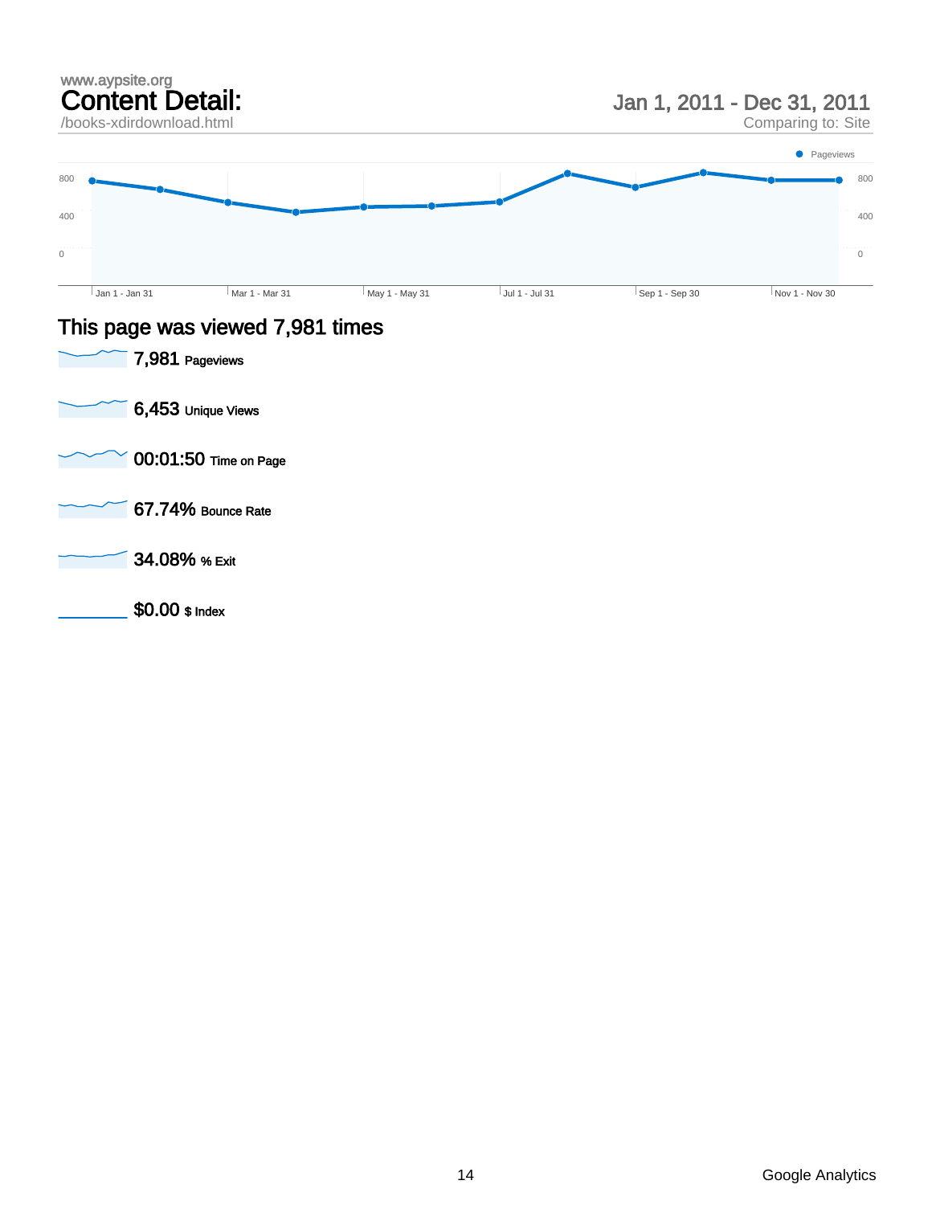www.aypsite.org

# Content Detail:

/books-xdirdownload.html

## Jan 1, 2011 - Dec 31, 2011

Comparing to: Site

Pageviews

800 800

400 400

0 0

Jan 1 - Jan 31 | Mar 1 - Mar 31 | May 1 - May 31 | Jul 1 - Jul 31 | Sep 1 - Sep 30 | Nov 1 - Nov 30

## This page was viewed 7,981 times

**7,981** Pageviews

**6,453** Unique Views

**00:01:50** Time on Page

**67.74%** Bounce Rate

**34.08%** % Exit

**$0.00** $ Index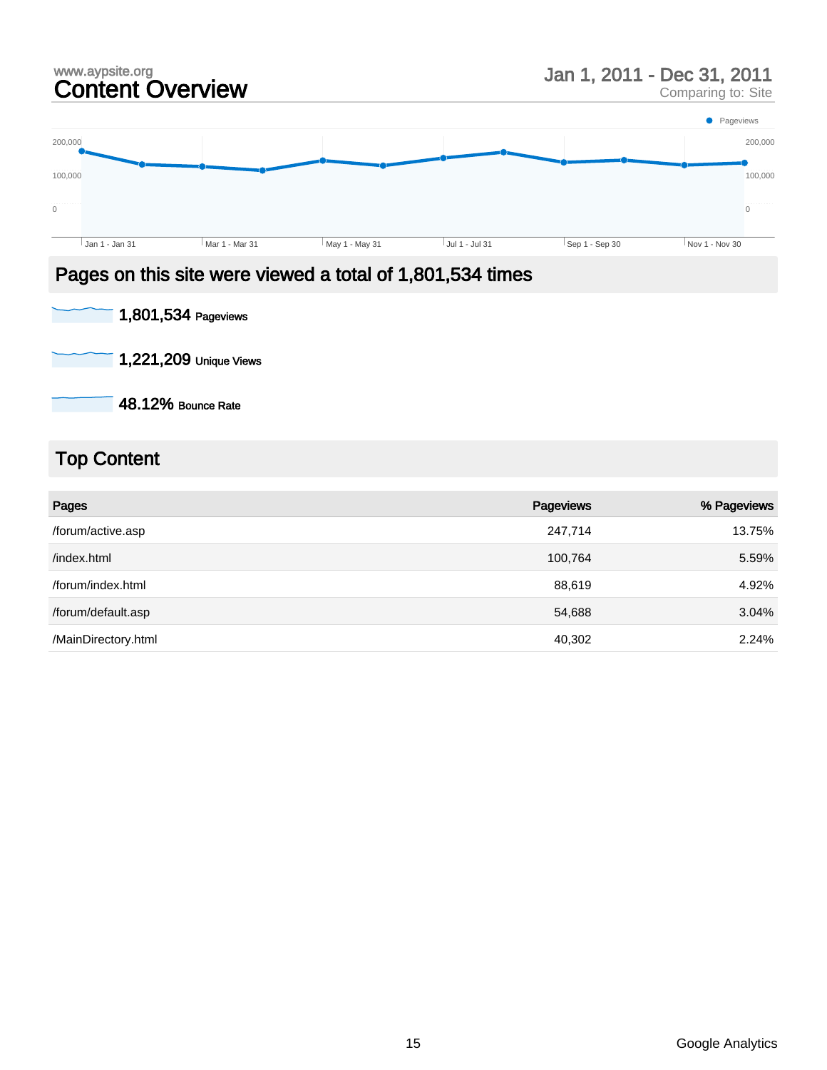www.aypsite.org

# Content Overview

Jan 1, 2011 - Dec 31, 2011

Comparing to: Site

Pageviews

200,000

100,000

0

Jan 1 - Jan 31

Mar 1 - Mar 31

May 1 - May 31

Jul 1 - Jul 31

Sep 1 - Sep 30

Nov 1 - Nov 30

## Pages on this site were viewed a total of 1,801,534 times

**1,801,534** Pageviews

**1,221,209** Unique Views

**48.12%** Bounce Rate

## Top Content

| Pages | Pageviews | % Pageviews |
|---|---|---|
| /forum/active.asp | 247,714 | 13.75% |
| /index.html | 100,764 | 5.59% |
| /forum/index.html | 88,619 | 4.92% |
| /forum/default.asp | 54,688 | 3.04% |
| /MainDirectory.html | 40,302 | 2.24% |